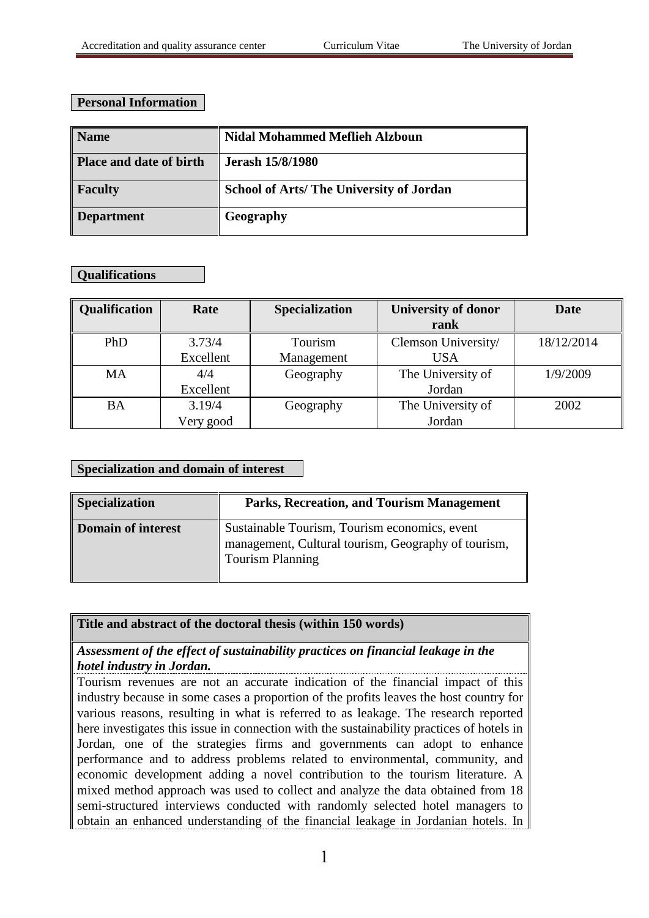## Personal Information

| Name | Nidal Mohammed Meflieh Alzboun |
|---|---|
| Place and date of birth | Jerash 15/8/1980 |
| Faculty | School of Arts/ The University of Jordan |
| Department | Geography |

## Qualifications

| Qualification | Rate | Specialization | University of donor rank | Date |
|---|---|---|---|---|
| PhD | 3.73/4 Excellent | Tourism Management | Clemson University/ USA | 18/12/2014 |
| MA | 4/4 Excellent | Geography | The University of Jordan | 1/9/2009 |
| BA | 3.19/4 Very good | Geography | The University of Jordan | 2002 |

## Specialization and domain of interest

| Specialization | Parks, Recreation, and Tourism Management |
|---|---|
| Domain of interest | Sustainable Tourism, Tourism economics, event management, Cultural tourism, Geography of tourism, Tourism Planning |

## Title and abstract of the doctoral thesis (within 150 words)

***Assessment of the effect of sustainability practices on financial leakage in the hotel industry in Jordan.***

Tourism revenues are not an accurate indication of the financial impact of this industry because in some cases a proportion of the profits leaves the host country for various reasons, resulting in what is referred to as leakage. The research reported here investigates this issue in connection with the sustainability practices of hotels in Jordan, one of the strategies firms and governments can adopt to enhance performance and to address problems related to environmental, community, and economic development adding a novel contribution to the tourism literature. A mixed method approach was used to collect and analyze the data obtained from 18 semi-structured interviews conducted with randomly selected hotel managers to obtain an enhanced understanding of the financial leakage in Jordanian hotels. In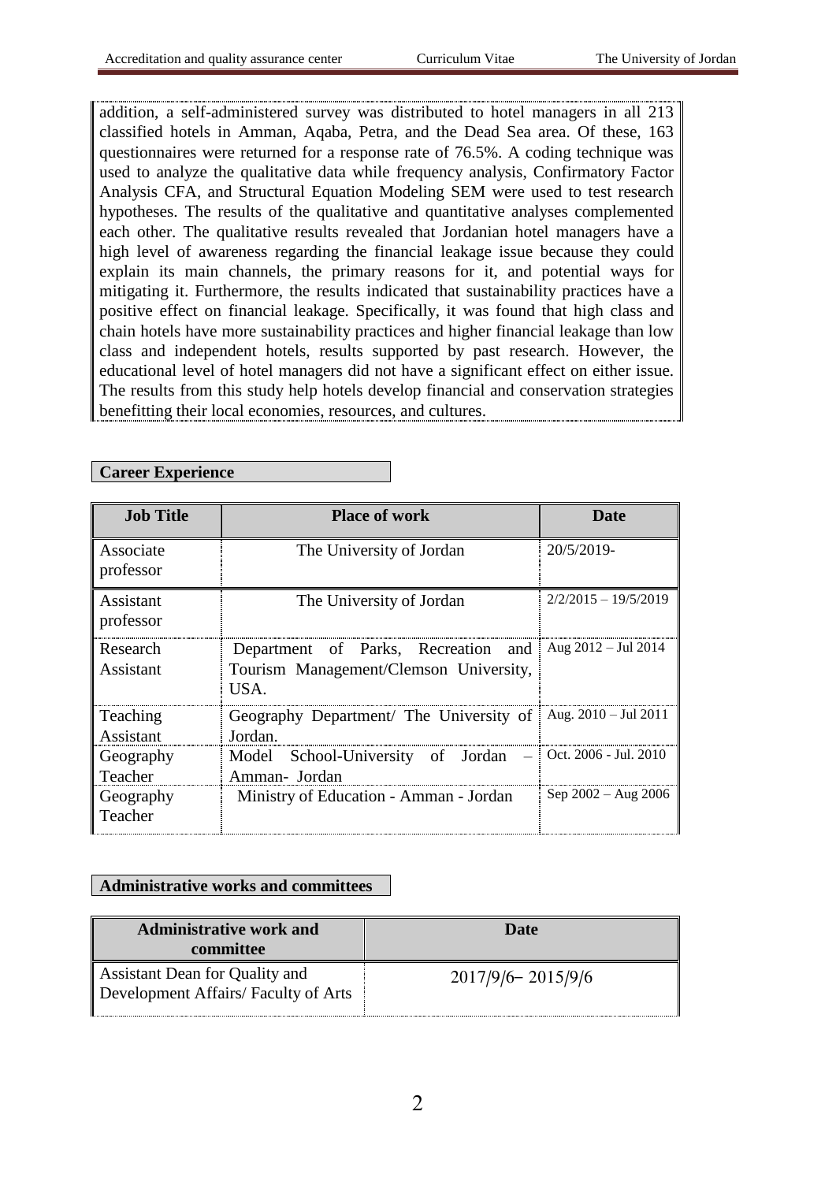addition, a self-administered survey was distributed to hotel managers in all 213 classified hotels in Amman, Aqaba, Petra, and the Dead Sea area. Of these, 163 questionnaires were returned for a response rate of 76.5%. A coding technique was used to analyze the qualitative data while frequency analysis, Confirmatory Factor Analysis CFA, and Structural Equation Modeling SEM were used to test research hypotheses. The results of the qualitative and quantitative analyses complemented each other. The qualitative results revealed that Jordanian hotel managers have a high level of awareness regarding the financial leakage issue because they could explain its main channels, the primary reasons for it, and potential ways for mitigating it. Furthermore, the results indicated that sustainability practices have a positive effect on financial leakage. Specifically, it was found that high class and chain hotels have more sustainability practices and higher financial leakage than low class and independent hotels, results supported by past research. However, the educational level of hotel managers did not have a significant effect on either issue. The results from this study help hotels develop financial and conservation strategies benefitting their local economies, resources, and cultures.

## Career Experience

| Job Title | Place of work | Date |
|---|---|---|
| Associate professor | The University of Jordan | 20/5/2019- |
| Assistant professor | The University of Jordan | 2/2/2015 – 19/5/2019 |
| Research Assistant | Department of Parks, Recreation and Tourism Management/Clemson University, USA. | Aug 2012 – Jul 2014 |
| Teaching Assistant | Geography Department/ The University of Jordan. | Aug. 2010 – Jul 2011 |
| Geography Teacher | Model School-University of Jordan – Amman- Jordan | Oct. 2006 - Jul. 2010 |
| Geography Teacher | Ministry of Education - Amman - Jordan | Sep 2002 – Aug 2006 |

## Administrative works and committees

| Administrative work and committee | Date |
|---|---|
| Assistant Dean for Quality and Development Affairs/ Faculty of Arts | 2017/9/6– 2015/9/6 |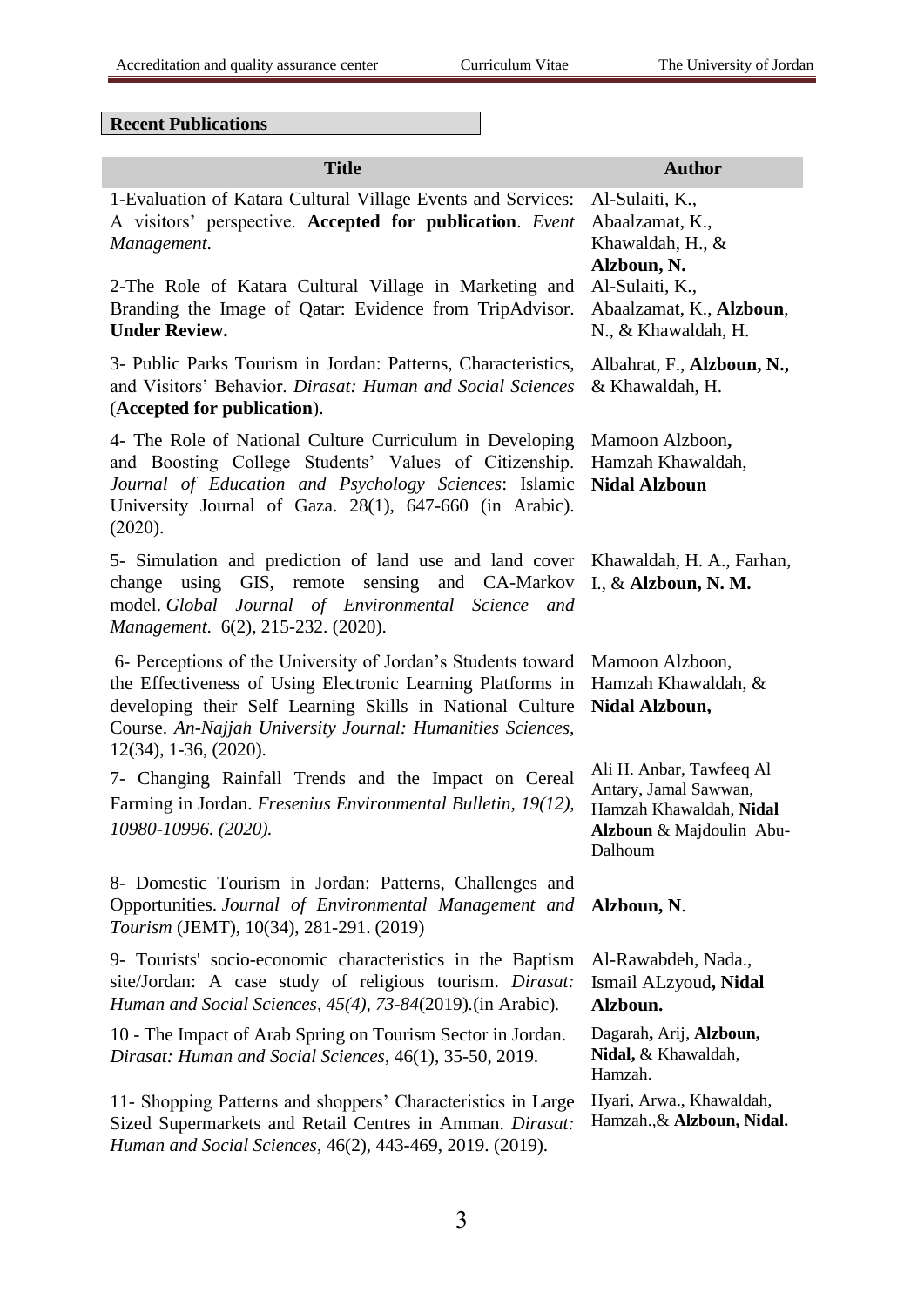**Recent Publications**

| Title | Author |
|---|---|
| 1-Evaluation of Katara Cultural Village Events and Services: A visitors' perspective. **Accepted for publication**. *Event Management*. | Al-Sulaiti, K., Abaalzamat, K., Khawaldah, H., & **Alzboun, N.** |
| 2-The Role of Katara Cultural Village in Marketing and Branding the Image of Qatar: Evidence from TripAdvisor. **Under Review.** | Al-Sulaiti, K., Abaalzamat, K., **Alzboun**, N., & Khawaldah, H. |
| 3- Public Parks Tourism in Jordan: Patterns, Characteristics, and Visitors' Behavior. *Dirasat: Human and Social Sciences* (**Accepted for publication**). | Albahrat, F., **Alzboun, N.,** & Khawaldah, H. |
| 4- The Role of National Culture Curriculum in Developing and Boosting College Students' Values of Citizenship. *Journal of Education and Psychology Sciences*: Islamic University Journal of Gaza. 28(1), 647-660 (in Arabic). (2020). | Mamoon Alzboon**,** Hamzah Khawaldah, **Nidal Alzboun** |
| 5- Simulation and prediction of land use and land cover change using GIS, remote sensing and CA-Markov model. *Global Journal of Environmental Science and Management*. 6(2), 215-232. (2020). | Khawaldah, H. A., Farhan, I., & **Alzboun, N. M.** |
| 6- Perceptions of the University of Jordan's Students toward the Effectiveness of Using Electronic Learning Platforms in developing their Self Learning Skills in National Culture Course. *An-Najjah University Journal: Humanities Sciences*, 12(34), 1-36, (2020). | Mamoon Alzboon, Hamzah Khawaldah, & **Nidal Alzboun,** |
| 7- Changing Rainfall Trends and the Impact on Cereal Farming in Jordan. *Fresenius Environmental Bulletin, 19(12), 10980-10996. (2020).* | Ali H. Anbar, Tawfeeq Al Antary, Jamal Sawwan, Hamzah Khawaldah, **Nidal Alzboun** & Majdoulin Abu-Dalhoum |
| 8- Domestic Tourism in Jordan: Patterns, Challenges and Opportunities. *Journal of Environmental Management and Tourism* (JEMT), 10(34), 281-291. (2019) | **Alzboun, N**. |
| 9- Tourists' socio-economic characteristics in the Baptism site/Jordan: A case study of religious tourism. *Dirasat: Human and Social Sciences, 45(4), 73-84*(2019).(in Arabic). | Al-Rawabdeh, Nada., Ismail ALzyoud**, Nidal Alzboun.** |
| 10 - The Impact of Arab Spring on Tourism Sector in Jordan. *Dirasat: Human and Social Sciences*, 46(1), 35-50, 2019. | Dagarah**,** Arij, **Alzboun, Nidal,** & Khawaldah, Hamzah. |
| 11- Shopping Patterns and shoppers' Characteristics in Large Sized Supermarkets and Retail Centres in Amman. *Dirasat: Human and Social Sciences*, 46(2), 443-469, 2019. (2019). | Hyari, Arwa., Khawaldah, Hamzah.,& **Alzboun, Nidal.** |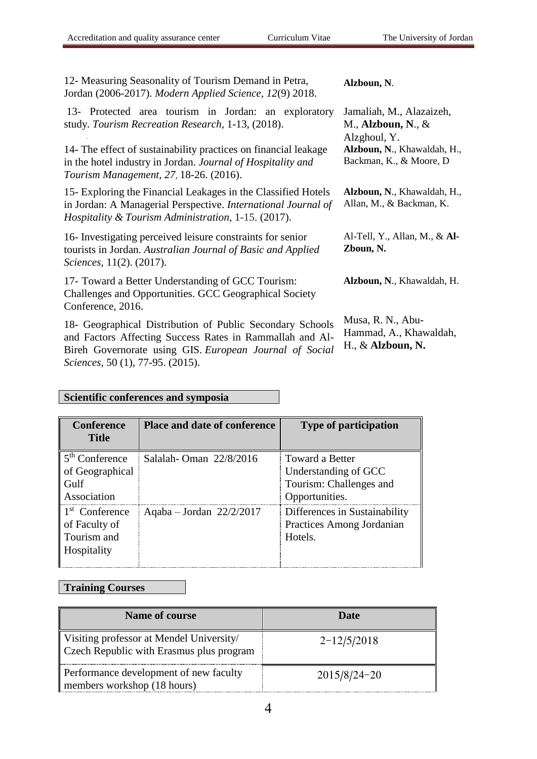12- Measuring Seasonality of Tourism Demand in Petra, Jordan (2006-2017). *Modern Applied Science, 12*(9) 2018. — **Alzboun, N**.

13- Protected area tourism in Jordan: an exploratory study. *Tourism Recreation Research*, 1-13, (2018). — Jamaliah, M., Alazaizeh, M., **Alzboun, N**., & Alzghoul, Y.

14- The effect of sustainability practices on financial leakage in the hotel industry in Jordan. *Journal of Hospitality and Tourism Management, 27,* 18-26. (2016). — **Alzboun, N**., Khawaldah, H., Backman, K., & Moore, D

15- Exploring the Financial Leakages in the Classified Hotels in Jordan: A Managerial Perspective. *International Journal of Hospitality & Tourism Administration*, 1-15. (2017). — **Alzboun, N**., Khawaldah, H., Allan, M., & Backman, K.

16- Investigating perceived leisure constraints for senior tourists in Jordan. *Australian Journal of Basic and Applied Sciences*, 11(2). (2017). — Al-Tell, Y., Allan, M., & **Al-Zboun, N.**

17- Toward a Better Understanding of GCC Tourism: Challenges and Opportunities. GCC Geographical Society Conference, 2016. — **Alzboun, N**., Khawaldah, H.

18- Geographical Distribution of Public Secondary Schools and Factors Affecting Success Rates in Rammallah and Al-Bireh Governorate using GIS. *European Journal of Social Sciences*, 50 (1), 77-95. (2015). — Musa, R. N., Abu-Hammad, A., Khawaldah, H., & **Alzboun, N.**

**Scientific conferences and symposia**

| Conference Title | Place and date of conference | Type of participation |
|---|---|---|
| 5th Conference of Geographical Gulf Association | Salalah- Oman 22/8/2016 | Toward a Better Understanding of GCC Tourism: Challenges and Opportunities. |
| 1st Conference of Faculty of Tourism and Hospitality | Aqaba – Jordan 22/2/2017 | Differences in Sustainability Practices Among Jordanian Hotels. |

**Training Courses**

| Name of course | Date |
|---|---|
| Visiting professor at Mendel University/ Czech Republic with Erasmus plus program | 2−12/5/2018 |
| Performance development of new faculty members workshop (18 hours) | 2015/8/24−20 |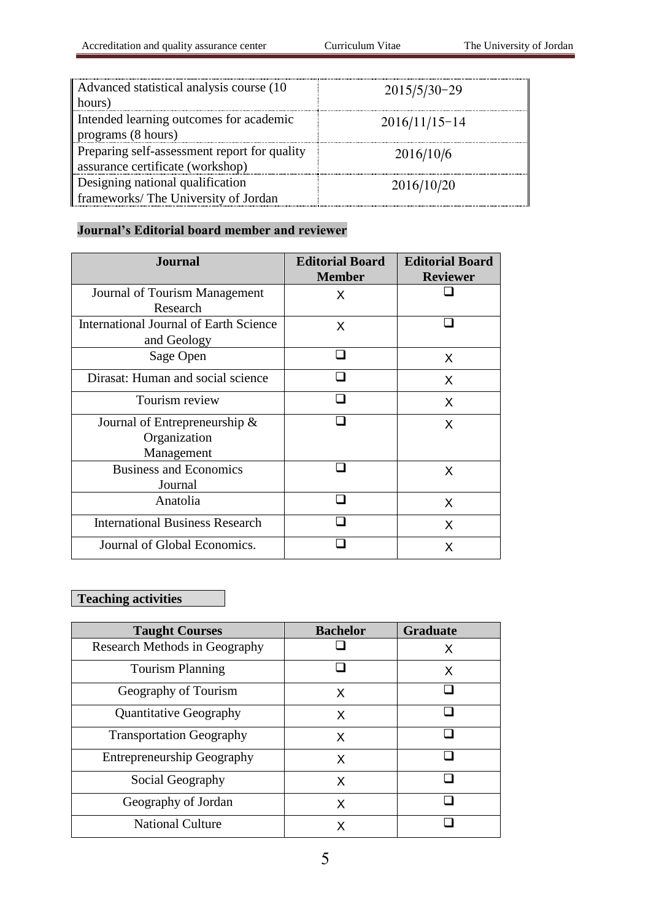| | |
|---|---|
| Advanced statistical analysis course (10 hours) | 2015/5/30-29 |
| Intended learning outcomes for academic programs (8 hours) | 2016/11/15-14 |
| Preparing self-assessment report for quality assurance certificate (workshop) | 2016/10/6 |
| Designing national qualification frameworks/ The University of Jordan | 2016/10/20 |

**Journal's Editorial board member and reviewer**

| Journal | Editorial Board Member | Editorial Board Reviewer |
|---|---|---|
| Journal of Tourism Management Research | X | ❑ |
| International Journal of Earth Science and Geology | X | ❑ |
| Sage Open | ❑ | X |
| Dirasat: Human and social science | ❑ | X |
| Tourism review | ❑ | X |
| Journal of Entrepreneurship & Organization Management | ❑ | X |
| Business and Economics Journal | ❑ | X |
| Anatolia | ❑ | X |
| International Business Research | ❑ | X |
| Journal of Global Economics. | ❑ | X |

**Teaching activities**

| Taught Courses | Bachelor | Graduate |
|---|---|---|
| Research Methods in Geography | ❑ | X |
| Tourism Planning | ❑ | X |
| Geography of Tourism | X | ❑ |
| Quantitative Geography | X | ❑ |
| Transportation Geography | X | ❑ |
| Entrepreneurship Geography | X | ❑ |
| Social Geography | X | ❑ |
| Geography of Jordan | X | ❑ |
| National Culture | X | ❑ |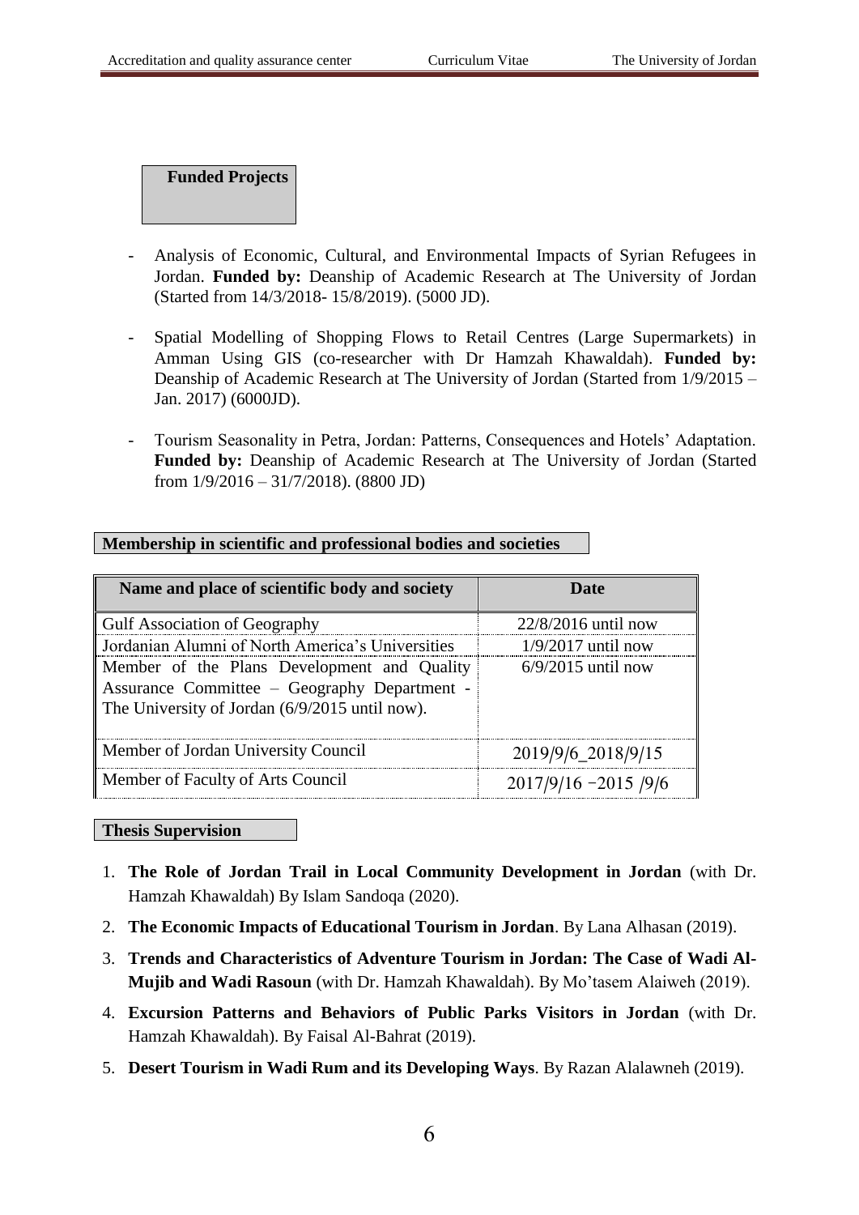## Funded Projects

- Analysis of Economic, Cultural, and Environmental Impacts of Syrian Refugees in Jordan. **Funded by:** Deanship of Academic Research at The University of Jordan (Started from 14/3/2018- 15/8/2019). (5000 JD).

- Spatial Modelling of Shopping Flows to Retail Centres (Large Supermarkets) in Amman Using GIS (co-researcher with Dr Hamzah Khawaldah). **Funded by:** Deanship of Academic Research at The University of Jordan (Started from 1/9/2015 – Jan. 2017) (6000JD).

- Tourism Seasonality in Petra, Jordan: Patterns, Consequences and Hotels' Adaptation. **Funded by:** Deanship of Academic Research at The University of Jordan (Started from 1/9/2016 – 31/7/2018). (8800 JD)

## Membership in scientific and professional bodies and societies

| Name and place of scientific body and society | Date |
|---|---|
| Gulf Association of Geography | 22/8/2016 until now |
| Jordanian Alumni of North America's Universities | 1/9/2017 until now |
| Member of the Plans Development and Quality Assurance Committee – Geography Department - The University of Jordan (6/9/2015 until now). | 6/9/2015 until now |
| Member of Jordan University Council | 2019/9/6_2018/9/15 |
| Member of Faculty of Arts Council | 2017/9/16 -2015 /9/6 |

## Thesis Supervision

1. **The Role of Jordan Trail in Local Community Development in Jordan** (with Dr. Hamzah Khawaldah) By Islam Sandoqa (2020).
2. **The Economic Impacts of Educational Tourism in Jordan**. By Lana Alhasan (2019).
3. **Trends and Characteristics of Adventure Tourism in Jordan: The Case of Wadi Al-Mujib and Wadi Rasoun** (with Dr. Hamzah Khawaldah). By Mo'tasem Alaiweh (2019).
4. **Excursion Patterns and Behaviors of Public Parks Visitors in Jordan** (with Dr. Hamzah Khawaldah). By Faisal Al-Bahrat (2019).
5. **Desert Tourism in Wadi Rum and its Developing Ways**. By Razan Alalawneh (2019).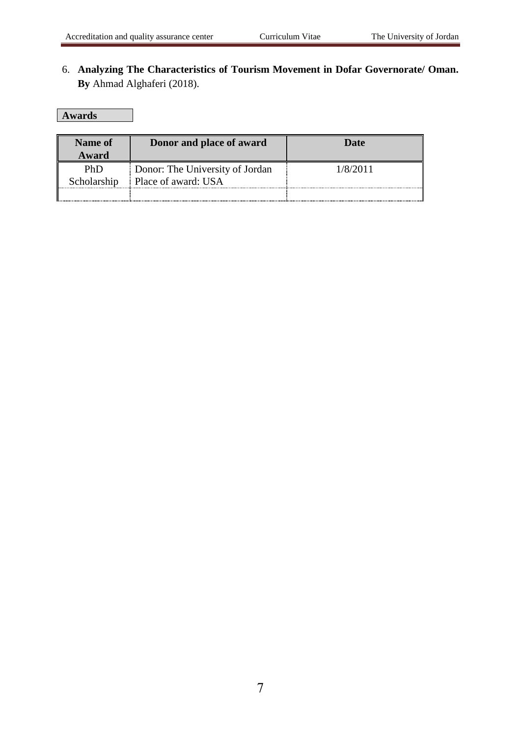6. **Analyzing The Characteristics of Tourism Movement in Dofar Governorate/ Oman. By** Ahmad Alghaferi (2018).

**Awards**

| Name of Award | Donor and place of award | Date |
| --- | --- | --- |
| PhD Scholarship | Donor: The University of Jordan<br>Place of award: USA | 1/8/2011 |
| | | |